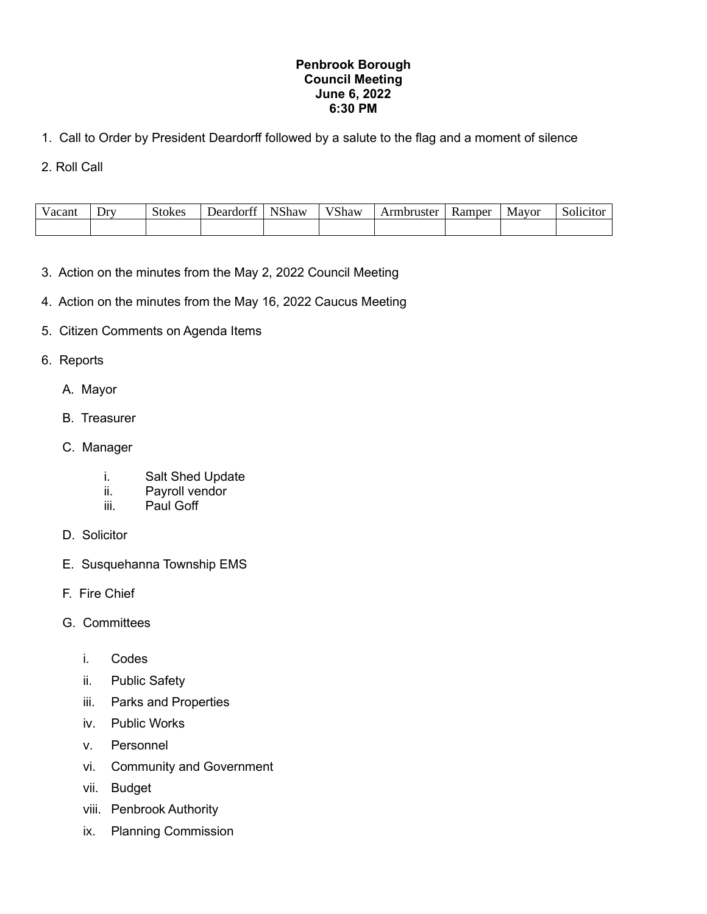**Penbrook Borough**
**Council Meeting**
**June 6, 2022**
**6:30 PM**

1. Call to Order by President Deardorff followed by a salute to the flag and a moment of silence

2. Roll Call

| Vacant | Dry | Stokes | Deardorff | NShaw | VShaw | Armbruster | Ramper | Mayor | Solicitor |
|---|---|---|---|---|---|---|---|---|---|
| | | | | | | | | | |

3. Action on the minutes from the May 2, 2022 Council Meeting

4. Action on the minutes from the May 16, 2022 Caucus Meeting

5. Citizen Comments on Agenda Items

6. Reports

   A. Mayor

   B. Treasurer

   C. Manager

      i. Salt Shed Update
      ii. Payroll vendor
      iii. Paul Goff

   D. Solicitor

   E. Susquehanna Township EMS

   F. Fire Chief

   G. Committees

      i. Codes
      ii. Public Safety
      iii. Parks and Properties
      iv. Public Works
      v. Personnel
      vi. Community and Government
      vii. Budget
      viii. Penbrook Authority
      ix. Planning Commission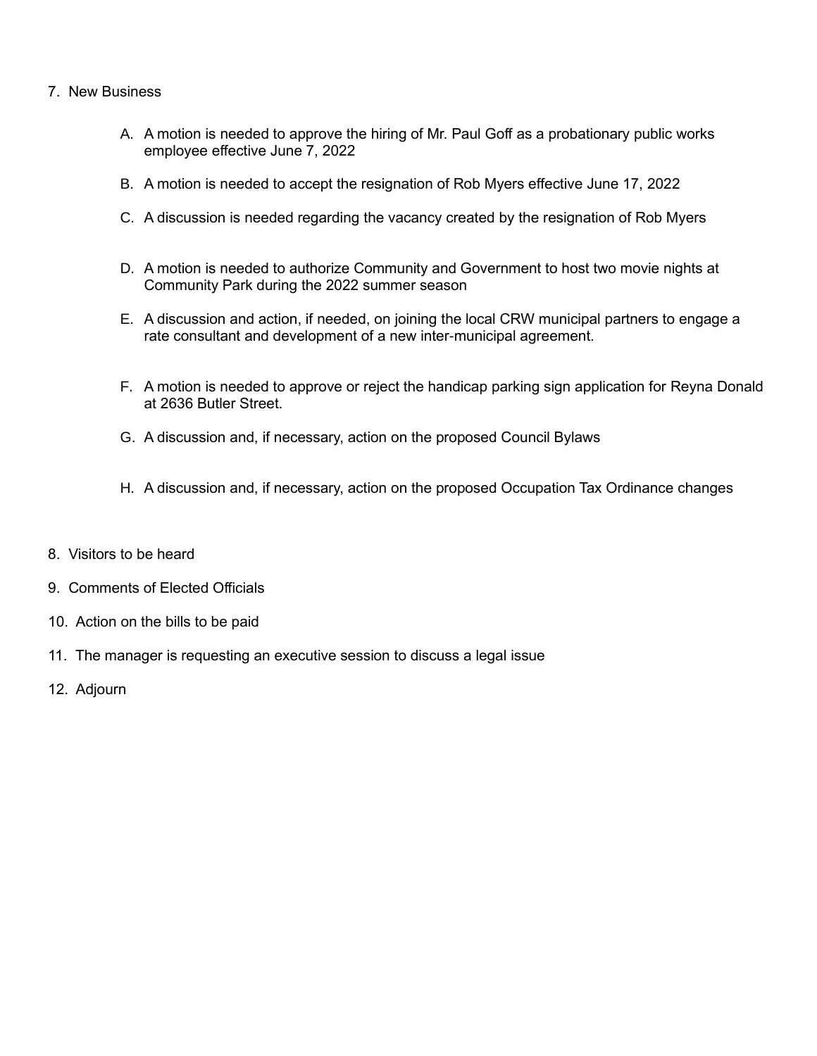7. New Business

    A. A motion is needed to approve the hiring of Mr. Paul Goff as a probationary public works employee effective June 7, 2022

    B. A motion is needed to accept the resignation of Rob Myers effective June 17, 2022

    C. A discussion is needed regarding the vacancy created by the resignation of Rob Myers

    D. A motion is needed to authorize Community and Government to host two movie nights at Community Park during the 2022 summer season

    E. A discussion and action, if needed, on joining the local CRW municipal partners to engage a rate consultant and development of a new inter-municipal agreement.

    F. A motion is needed to approve or reject the handicap parking sign application for Reyna Donald at 2636 Butler Street.

    G. A discussion and, if necessary, action on the proposed Council Bylaws

    H. A discussion and, if necessary, action on the proposed Occupation Tax Ordinance changes

8. Visitors to be heard

9. Comments of Elected Officials

10. Action on the bills to be paid

11. The manager is requesting an executive session to discuss a legal issue

12. Adjourn